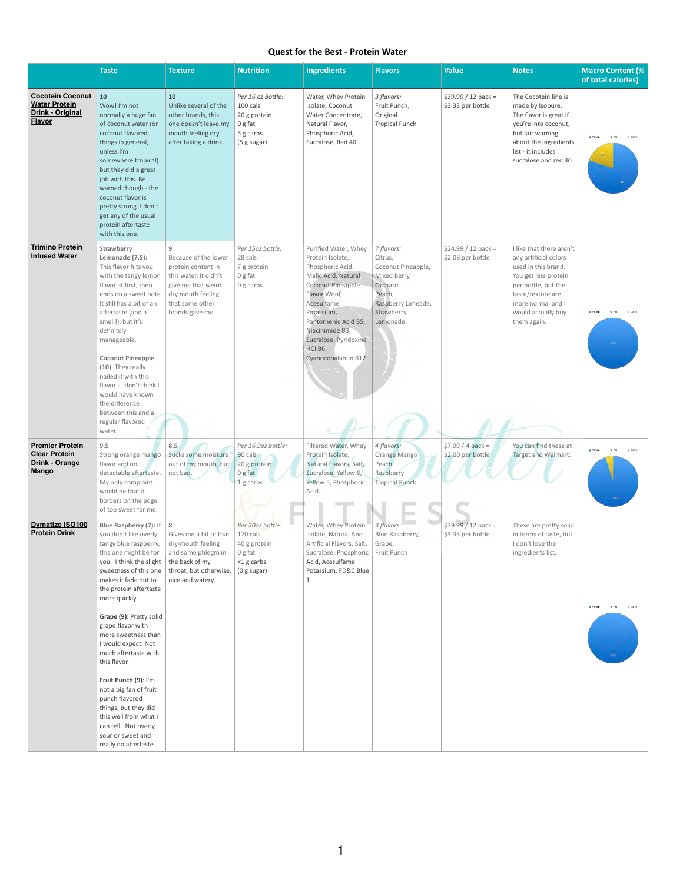## Quest for the Best - Protein Water

| | Taste | Texture | Nutrition | Ingredients | Flavors | Value | Notes | Macro Content (% of total calories) |
|---|---|---|---|---|---|---|---|---|
| **Cocotein Coconut Water Protein Drink - Original Flavor** | 10<br>Wow! I'm not normally a huge fan of coconut water (or coconut flavored things in general, unless I'm somewhere tropical) but they did a great job with this. Be warned though - the coconut flavor is pretty strong. I don't get any of the usual protein aftertaste with this one. | 10<br>Unlike several of the other brands, this one doesn't leave my mouth feeling dry after taking a drink. | *Per 16 oz bottle:*<br>100 cals<br>20 g protein<br>0 g fat<br>5 g carbs<br>(5 g sugar) | Water, Whey Protein Isolate, Coconut Water Concentrate, Natural Flavor, Phosphoric Acid, Sucralose, Red 40 | *3 flavors:*<br>Fruit Punch,<br>Original<br>Tropical Punch | $39.99 / 12 pack = $3.33 per bottle | The Cocotein line is made by Isopure. The flavor is great if you're into coconut, but fair warning about the ingredients list - it includes sucralose and red 40. | |
| **Trimino Protein Infused Water** | **Strawberry Lemonade (7.5):** This flavor hits you with the tangy lemon flavor at first, then ends on a sweet note. It still has a bit of an aftertaste (and a smell!), but it's definitely manageable.<br><br>**Coconut Pineapple (10):** They really nailed it with this flavor - I don't think I would have known the difference between this and a regular flavored water. | 9<br>Because of the lower protein content in this water, it didn't give me that weird dry mouth feeling that some other brands gave me. | *Per 15oz bottle:*<br>28 cals<br>7 g protein<br>0 g fat<br>0 g carbs | Purified Water, Whey Protein Isolate, Phosphoric Acid, Malic Acid, Natural Coconut Pineapple Flavor Wonf, Acesulfame Potassium, Pantothenic Acid B5, Niacinimide B3, Sucralose, Pyridoxine HCl B6, Cyanocobalamin B12 | *7 flavors:*<br>Citrus,<br>Coconut Pineapple,<br>Mixed Berry,<br>Orchard,<br>Peach,<br>Raspberry Limeade,<br>Strawberry Lemonade | $24.99 / 12 pack = $2.08 per bottle | I like that there aren't any artificial colors used in this brand. You get less protein per bottle, but the taste/texture are more normal and I would actually buy them again. | |
| **Premier Protein Clear Protein Drink - Orange Mango** | 9.5<br>Strong orange mango flavor and no detectable aftertaste. My only complaint would be that it borders on the edge of too sweet for me. | 8.5<br>Sucks some moisture out of my mouth, but not bad. | *Per 16.9oz bottle:*<br>90 cals<br>20 g protein<br>0 g fat<br>1 g carbs | Filtered Water, Whey Protein Isolate, Natural Flavors, Salt, Sucralose, Yellow 6, Yellow 5, Phosphoric Acid. | *4 flavors:*<br>Orange Mango<br>Peach<br>Raspberry<br>Tropical Punch | $7.99 / 4 pack = $2.00 per bottle | You can find these at Target and Walmart. | |
| **Dymatize ISO100 Protein Drink** | **Blue Raspberry (7):** If you don't like overly tangy blue raspberry, this one might be for you. I think the slight sweetness of this one makes it fade out to the protein aftertaste more quickly.<br><br>**Grape (9):** Pretty solid grape flavor with more sweetness than I would expect. Not much aftertaste with this flavor.<br><br>**Fruit Punch (9)**: I'm not a big fan of fruit punch flavored things, but they did this well from what I can tell. Not overly sour or sweet and really no aftertaste. | 8<br>Gives me a bit of that dry-mouth feeling and some phlegm in the back of my throat, but otherwise, nice and watery. | *Per 20oz bottle:*<br>170 cals<br>40 g protein<br>0 g fat<br><1 g carbs<br>(0 g sugar) | Water, Whey Protein Isolate, Natural And Artificial Flavors, Salt, Sucralose, Phosphoric Acid, Acesulfame Potassium, FD&C Blue 1 | *3 flavors:*<br>Blue Raspberry,<br>Grape,<br>Fruit Punch | $39.99 / 12 pack = $3.33 per bottle | These are pretty solid in terms of taste, but I don't love the ingredients list. | |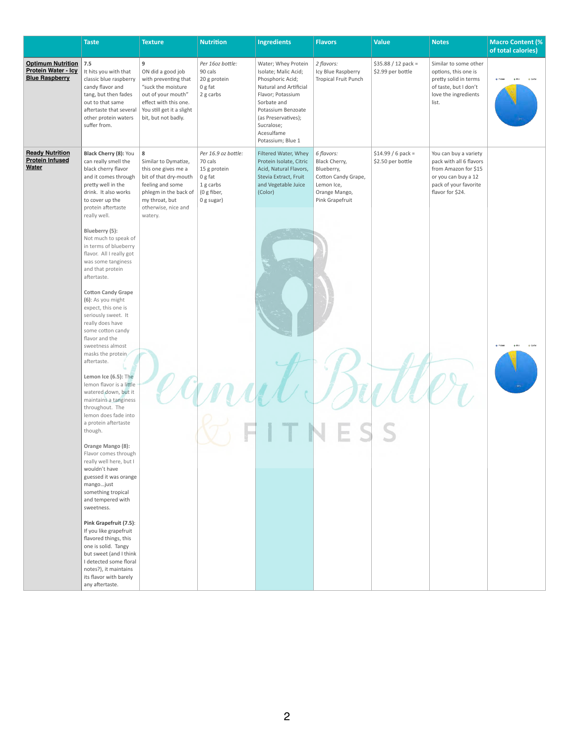| | Taste | Texture | Nutrition | Ingredients | Flavors | Value | Notes | Macro Content (% of total calories) |
|---|---|---|---|---|---|---|---|---|
| **Optimum Nutrition Protein Water - Icy Blue Raspberry** | **7.5**<br>It hits you with that classic blue raspberry candy flavor and tang, but then fades out to that same aftertaste that several other protein waters suffer from. | **9**<br>ON did a good job with preventing that "suck the moisture out of your mouth" effect with this one. You still get it a slight bit, but not badly. | *Per 16oz bottle:*<br>90 cals<br>20 g protein<br>0 g fat<br>2 g carbs | Water; Whey Protein Isolate; Malic Acid; Phosphoric Acid; Natural and Artificial Flavor; Potassium Sorbate and Potassium Benzoate (as Preservatives); Sucralose; Acesulfame Potassium; Blue 1 | *2 flavors:*<br>Icy Blue Raspberry<br>Tropical Fruit Punch | $35.88 / 12 pack = $2.99 per bottle | Similar to some other options, this one is pretty solid in terms of taste, but I don't love the ingredients list. | |
| **Ready Nutrition Protein Infused Water** | **Black Cherry (8):** You can really smell the black cherry flavor and it comes through pretty well in the drink. It also works to cover up the protein aftertaste really well.<br><br>**Blueberry (5):** Not much to speak of in terms of blueberry flavor. All I really got was some tanginess and that protein aftertaste.<br><br>**Cotton Candy Grape (6):** As you might expect, this one is seriously sweet. It really does have some cotton candy flavor and the sweetness almost masks the protein aftertaste.<br><br>**Lemon Ice (6.5):** The lemon flavor is a little watered down, but it maintains a tanginess throughout. The lemon does fade into a protein aftertaste though.<br><br>**Orange Mango (8):** Flavor comes through really well here, but I wouldn't have guessed it was orange mango…just something tropical and tempered with sweetness.<br><br>**Pink Grapefruit (7.5):** If you like grapefruit flavored things, this one is solid. Tangy but sweet (and I think I detected some floral notes?), it maintains its flavor with barely any aftertaste. | **8**<br>Similar to Dymatize, this one gives me a bit of that dry-mouth feeling and some phlegm in the back of my throat, but otherwise, nice and watery. | *Per 16.9 oz bottle:*<br>70 cals<br>15 g protein<br>0 g fat<br>1 g carbs<br>(0 g fiber,<br>0 g sugar) | Filtered Water, Whey Protein Isolate, Citric Acid, Natural Flavors, Stevia Extract, Fruit and Vegetable Juice (Color) | *6 flavors:*<br>Black Cherry,<br>Blueberry,<br>Cotton Candy Grape,<br>Lemon Ice,<br>Orange Mango,<br>Pink Grapefruit | $14.99 / 6 pack = $2.50 per bottle | You can buy a variety pack with all 6 flavors from Amazon for $15 or you can buy a 12 pack of your favorite flavor for $24. | |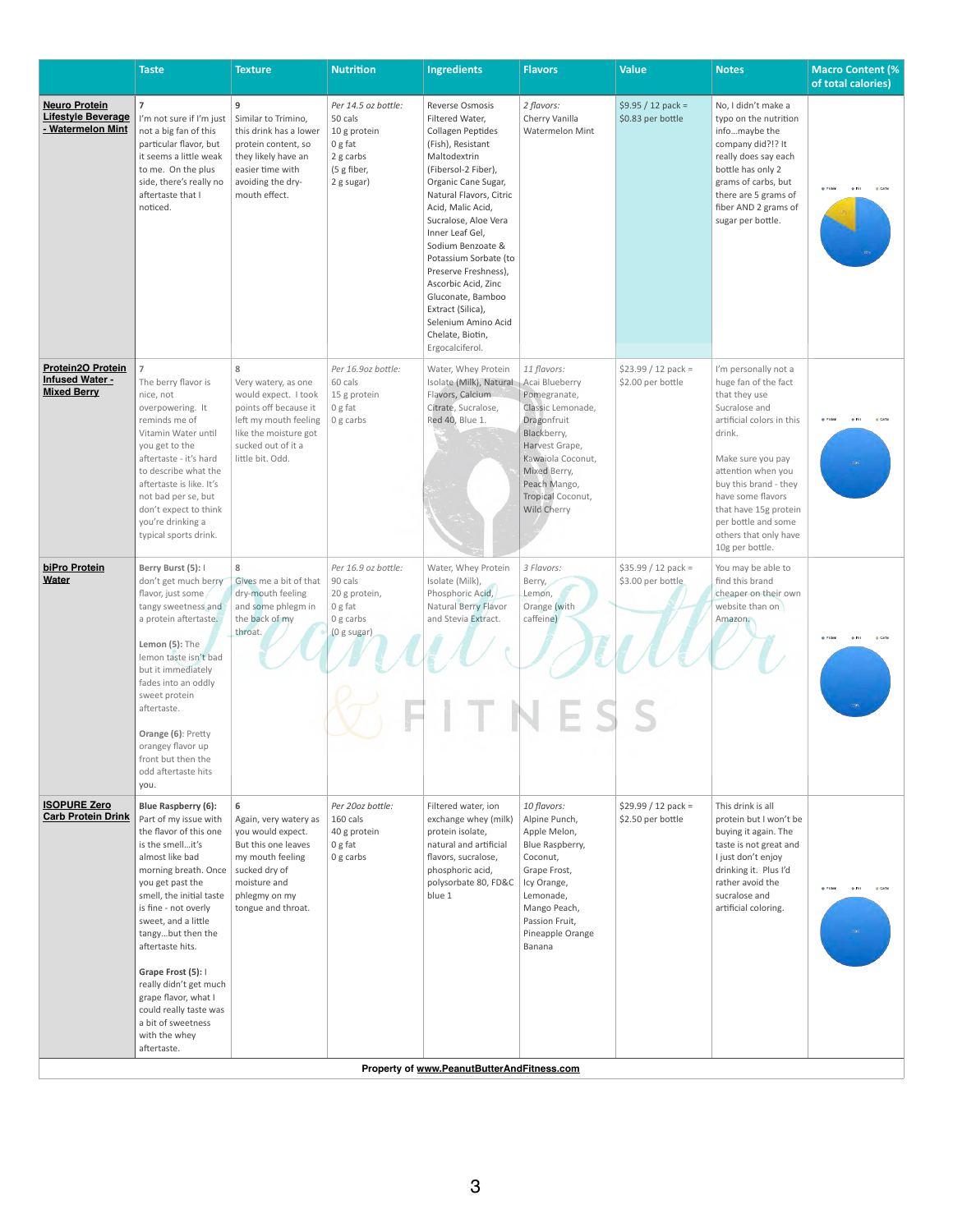| | Taste | Texture | Nutrition | Ingredients | Flavors | Value | Notes | Macro Content (% of total calories) |
|---|---|---|---|---|---|---|---|---|
| **Neuro Protein Lifestyle Beverage - Watermelon Mint** | 7<br>I'm not sure if I'm just not a big fan of this particular flavor, but it seems a little weak to me. On the plus side, there's really no aftertaste that I noticed. | 9<br>Similar to Trimino, this drink has a lower protein content, so they likely have an easier time with avoiding the dry-mouth effect. | *Per 14.5 oz bottle:*<br>50 cals<br>10 g protein<br>0 g fat<br>2 g carbs<br>(5 g fiber,<br>2 g sugar) | Reverse Osmosis Filtered Water, Collagen Peptides (Fish), Resistant Maltodextrin (Fibersol-2 Fiber), Organic Cane Sugar, Natural Flavors, Citric Acid, Malic Acid, Sucralose, Aloe Vera Inner Leaf Gel, Sodium Benzoate & Potassium Sorbate (to Preserve Freshness), Ascorbic Acid, Zinc Gluconate, Bamboo Extract (Silica), Selenium Amino Acid Chelate, Biotin, Ergocalciferol. | *2 flavors:*<br>Cherry Vanilla<br>Watermelon Mint | $9.95 / 12 pack = $0.83 per bottle | No, I didn't make a typo on the nutrition info…maybe the company did?!? It really does say each bottle has only 2 grams of carbs, but there are 5 grams of fiber AND 2 grams of sugar per bottle. | Protein Fat Carbs |
| **Protein2O Protein Infused Water - Mixed Berry** | 7<br>The berry flavor is nice, not overpowering. It reminds me of Vitamin Water until you get to the aftertaste - it's hard to describe what the aftertaste is like. It's not bad per se, but don't expect to think you're drinking a typical sports drink. | 8<br>Very watery, as one would expect. I took points off because it left my mouth feeling like the moisture got sucked out of it a little bit. Odd. | *Per 16.9oz bottle:*<br>60 cals<br>15 g protein<br>0 g fat<br>0 g carbs | Water, Whey Protein Isolate (Milk), Natural Flavors, Calcium Citrate, Sucralose, Red 40, Blue 1. | *11 flavors:*<br>Acai Blueberry Pomegranate,<br>Classic Lemonade,<br>Dragonfruit Blackberry,<br>Harvest Grape,<br>Kawaiola Coconut,<br>Mixed Berry,<br>Peach Mango,<br>Tropical Coconut,<br>Wild Cherry | $23.99 / 12 pack = $2.00 per bottle | I'm personally not a huge fan of the fact that they use Sucralose and artificial colors in this drink.<br><br>Make sure you pay attention when you buy this brand - they have some flavors that have 15g protein per bottle and some others that only have 10g per bottle. | Protein Fat Carbs |
| **biPro Protein Water** | **Berry Burst (5):** I don't get much berry flavor, just some tangy sweetness and a protein aftertaste.<br><br>**Lemon (5):** The lemon taste isn't bad but it immediately fades into an oddly sweet protein aftertaste.<br><br>**Orange (6):** Pretty orangey flavor up front but then the odd aftertaste hits you. | 8<br>Gives me a bit of that dry-mouth feeling and some phlegm in the back of my throat. | *Per 16.9 oz bottle:*<br>90 cals<br>20 g protein,<br>0 g fat<br>0 g carbs<br>(0 g sugar) | Water, Whey Protein Isolate (Milk), Phosphoric Acid, Natural Berry Flavor and Stevia Extract. | *3 Flavors:*<br>Berry,<br>Lemon,<br>Orange (with caffeine) | $35.99 / 12 pack = $3.00 per bottle | You may be able to find this brand cheaper on their own website than on Amazon. | Protein Fat Carbs |
| **ISOPURE Zero Carb Protein Drink** | **Blue Raspberry (6):** Part of my issue with the flavor of this one is the smell…it's almost like bad morning breath. Once you get past the smell, the initial taste is fine - not overly sweet, and a little tangy…but then the aftertaste hits.<br><br>**Grape Frost (5):** I really didn't get much grape flavor, what I could really taste was a bit of sweetness with the whey aftertaste. | 6<br>Again, very watery as you would expect. But this one leaves my mouth feeling sucked dry of moisture and phlegmy on my tongue and throat. | *Per 20oz bottle:*<br>160 cals<br>40 g protein<br>0 g fat<br>0 g carbs | Filtered water, ion exchange whey (milk) protein isolate, natural and artificial flavors, sucralose, phosphoric acid, polysorbate 80, FD&C blue 1 | *10 flavors:*<br>Alpine Punch,<br>Apple Melon,<br>Blue Raspberry,<br>Coconut,<br>Grape Frost,<br>Icy Orange,<br>Lemonade,<br>Mango Peach,<br>Passion Fruit,<br>Pineapple Orange Banana | $29.99 / 12 pack = $2.50 per bottle | This drink is all protein but I won't be buying it again. The taste is not great and I just don't enjoy drinking it. Plus I'd rather avoid the sucralose and artificial coloring. | Protein Fat Carbs |

**Property of www.PeanutButterAndFitness.com**